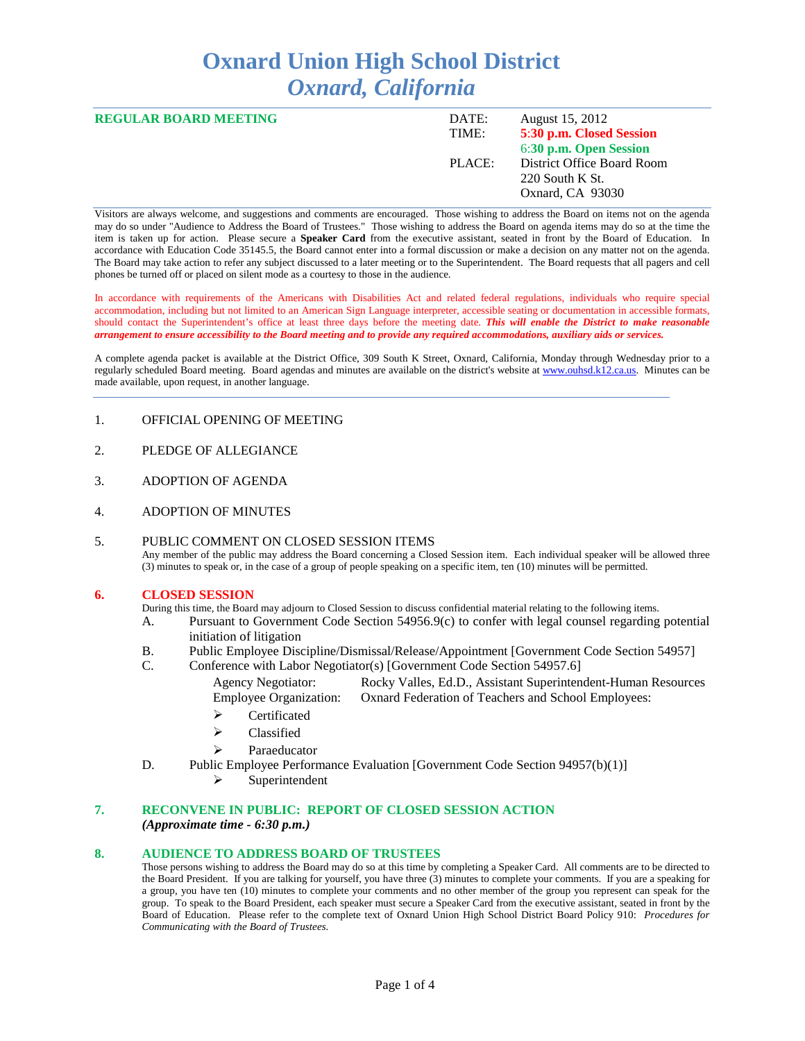# Oxnard Union High School District
## *Oxnard, California*

**REGULAR BOARD MEETING**

| | |
|---|---|
| DATE: | August 15, 2012 |
| TIME: | **5:30 p.m. Closed Session** |
| | **6:30 p.m. Open Session** |
| PLACE: | District Office Board Room |
| | 220 South K St. |
| | Oxnard, CA 93030 |

Visitors are always welcome, and suggestions and comments are encouraged. Those wishing to address the Board on items not on the agenda may do so under "Audience to Address the Board of Trustees." Those wishing to address the Board on agenda items may do so at the time the item is taken up for action. Please secure a **Speaker Card** from the executive assistant, seated in front by the Board of Education. In accordance with Education Code 35145.5, the Board cannot enter into a formal discussion or make a decision on any matter not on the agenda. The Board may take action to refer any subject discussed to a later meeting or to the Superintendent. The Board requests that all pagers and cell phones be turned off or placed on silent mode as a courtesy to those in the audience.

In accordance with requirements of the Americans with Disabilities Act and related federal regulations, individuals who require special accommodation, including but not limited to an American Sign Language interpreter, accessible seating or documentation in accessible formats, should contact the Superintendent's office at least three days before the meeting date. ***This will enable the District to make reasonable arrangement to ensure accessibility to the Board meeting and to provide any required accommodations, auxiliary aids or services.***

A complete agenda packet is available at the District Office, 309 South K Street, Oxnard, California, Monday through Wednesday prior to a regularly scheduled Board meeting. Board agendas and minutes are available on the district's website at www.ouhsd.k12.ca.us. Minutes can be made available, upon request, in another language.

1. OFFICIAL OPENING OF MEETING

2. PLEDGE OF ALLEGIANCE

3. ADOPTION OF AGENDA

4. ADOPTION OF MINUTES

5. PUBLIC COMMENT ON CLOSED SESSION ITEMS
   Any member of the public may address the Board concerning a Closed Session item. Each individual speaker will be allowed three (3) minutes to speak or, in the case of a group of people speaking on a specific item, ten (10) minutes will be permitted.

### 6. CLOSED SESSION

During this time, the Board may adjourn to Closed Session to discuss confidential material relating to the following items.

A. Pursuant to Government Code Section 54956.9(c) to confer with legal counsel regarding potential initiation of litigation

B. Public Employee Discipline/Dismissal/Release/Appointment [Government Code Section 54957]

C. Conference with Labor Negotiator(s) [Government Code Section 54957.6]

   Agency Negotiator: Rocky Valles, Ed.D., Assistant Superintendent-Human Resources
   Employee Organization: Oxnard Federation of Teachers and School Employees:
   - Certificated
   - Classified
   - Paraeducator

D. Public Employee Performance Evaluation [Government Code Section 94957(b)(1)]
   - Superintendent

### 7. RECONVENE IN PUBLIC: REPORT OF CLOSED SESSION ACTION
***(Approximate time - 6:30 p.m.)***

### 8. AUDIENCE TO ADDRESS BOARD OF TRUSTEES

Those persons wishing to address the Board may do so at this time by completing a Speaker Card. All comments are to be directed to the Board President. If you are talking for yourself, you have three (3) minutes to complete your comments. If you are a speaking for a group, you have ten (10) minutes to complete your comments and no other member of the group you represent can speak for the group. To speak to the Board President, each speaker must secure a Speaker Card from the executive assistant, seated in front by the Board of Education. Please refer to the complete text of Oxnard Union High School District Board Policy 910: *Procedures for Communicating with the Board of Trustees.*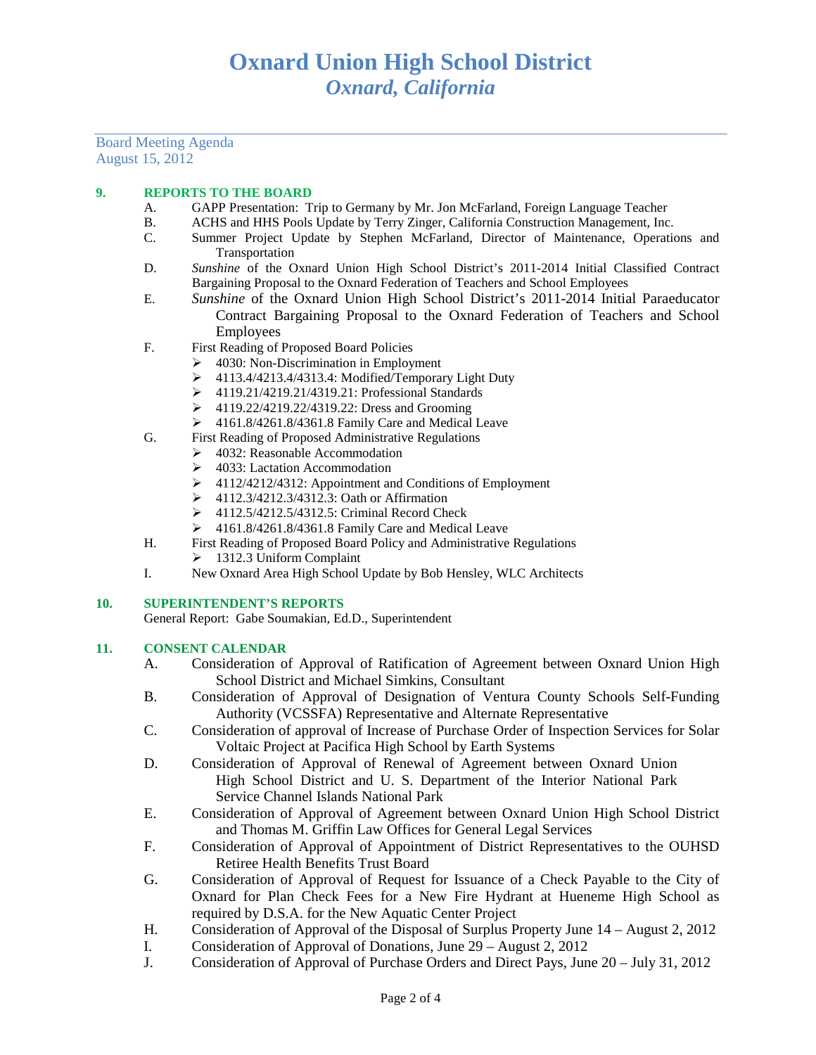# Oxnard Union High School District
## *Oxnard, California*

Board Meeting Agenda
August 15, 2012

**9. REPORTS TO THE BOARD**

A. GAPP Presentation: Trip to Germany by Mr. Jon McFarland, Foreign Language Teacher

B. ACHS and HHS Pools Update by Terry Zinger, California Construction Management, Inc.

C. Summer Project Update by Stephen McFarland, Director of Maintenance, Operations and Transportation

D. *Sunshine* of the Oxnard Union High School District's 2011-2014 Initial Classified Contract Bargaining Proposal to the Oxnard Federation of Teachers and School Employees

E. *Sunshine* of the Oxnard Union High School District's 2011-2014 Initial Paraeducator Contract Bargaining Proposal to the Oxnard Federation of Teachers and School Employees

F. First Reading of Proposed Board Policies
- 4030: Non-Discrimination in Employment
- 4113.4/4213.4/4313.4: Modified/Temporary Light Duty
- 4119.21/4219.21/4319.21: Professional Standards
- 4119.22/4219.22/4319.22: Dress and Grooming
- 4161.8/4261.8/4361.8 Family Care and Medical Leave

G. First Reading of Proposed Administrative Regulations
- 4032: Reasonable Accommodation
- 4033: Lactation Accommodation
- 4112/4212/4312: Appointment and Conditions of Employment
- 4112.3/4212.3/4312.3: Oath or Affirmation
- 4112.5/4212.5/4312.5: Criminal Record Check
- 4161.8/4261.8/4361.8 Family Care and Medical Leave

H. First Reading of Proposed Board Policy and Administrative Regulations
- 1312.3 Uniform Complaint

I. New Oxnard Area High School Update by Bob Hensley, WLC Architects

**10. SUPERINTENDENT'S REPORTS**

General Report: Gabe Soumakian, Ed.D., Superintendent

**11. CONSENT CALENDAR**

A. Consideration of Approval of Ratification of Agreement between Oxnard Union High School District and Michael Simkins, Consultant

B. Consideration of Approval of Designation of Ventura County Schools Self-Funding Authority (VCSSFA) Representative and Alternate Representative

C. Consideration of approval of Increase of Purchase Order of Inspection Services for Solar Voltaic Project at Pacifica High School by Earth Systems

D. Consideration of Approval of Renewal of Agreement between Oxnard Union High School District and U. S. Department of the Interior National Park Service Channel Islands National Park

E. Consideration of Approval of Agreement between Oxnard Union High School District and Thomas M. Griffin Law Offices for General Legal Services

F. Consideration of Approval of Appointment of District Representatives to the OUHSD Retiree Health Benefits Trust Board

G. Consideration of Approval of Request for Issuance of a Check Payable to the City of Oxnard for Plan Check Fees for a New Fire Hydrant at Hueneme High School as required by D.S.A. for the New Aquatic Center Project

H. Consideration of Approval of the Disposal of Surplus Property June 14 – August 2, 2012

I. Consideration of Approval of Donations, June 29 – August 2, 2012

J. Consideration of Approval of Purchase Orders and Direct Pays, June 20 – July 31, 2012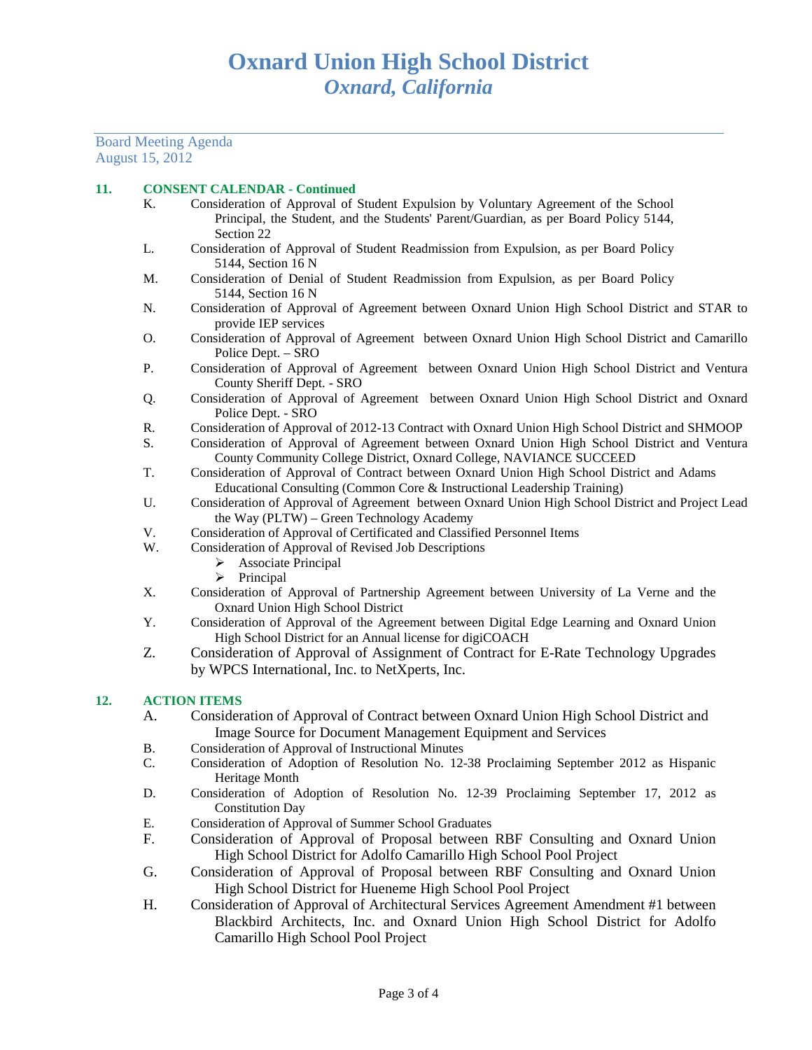# Oxnard Union High School District
## *Oxnard, California*

Board Meeting Agenda
August 15, 2012

**11. CONSENT CALENDAR - Continued**

K. Consideration of Approval of Student Expulsion by Voluntary Agreement of the School Principal, the Student, and the Students' Parent/Guardian, as per Board Policy 5144, Section 22

L. Consideration of Approval of Student Readmission from Expulsion, as per Board Policy 5144, Section 16 N

M. Consideration of Denial of Student Readmission from Expulsion, as per Board Policy 5144, Section 16 N

N. Consideration of Approval of Agreement between Oxnard Union High School District and STAR to provide IEP services

O. Consideration of Approval of Agreement between Oxnard Union High School District and Camarillo Police Dept. – SRO

P. Consideration of Approval of Agreement between Oxnard Union High School District and Ventura County Sheriff Dept. - SRO

Q. Consideration of Approval of Agreement between Oxnard Union High School District and Oxnard Police Dept. - SRO

R. Consideration of Approval of 2012-13 Contract with Oxnard Union High School District and SHMOOP

S. Consideration of Approval of Agreement between Oxnard Union High School District and Ventura County Community College District, Oxnard College, NAVIANCE SUCCEED

T. Consideration of Approval of Contract between Oxnard Union High School District and Adams Educational Consulting (Common Core & Instructional Leadership Training)

U. Consideration of Approval of Agreement between Oxnard Union High School District and Project Lead the Way (PLTW) – Green Technology Academy

V. Consideration of Approval of Certificated and Classified Personnel Items

W. Consideration of Approval of Revised Job Descriptions
- Associate Principal
- Principal

X. Consideration of Approval of Partnership Agreement between University of La Verne and the Oxnard Union High School District

Y. Consideration of Approval of the Agreement between Digital Edge Learning and Oxnard Union High School District for an Annual license for digiCOACH

Z. Consideration of Approval of Assignment of Contract for E-Rate Technology Upgrades by WPCS International, Inc. to NetXperts, Inc.

**12. ACTION ITEMS**

A. Consideration of Approval of Contract between Oxnard Union High School District and Image Source for Document Management Equipment and Services

B. Consideration of Approval of Instructional Minutes

C. Consideration of Adoption of Resolution No. 12-38 Proclaiming September 2012 as Hispanic Heritage Month

D. Consideration of Adoption of Resolution No. 12-39 Proclaiming September 17, 2012 as Constitution Day

E. Consideration of Approval of Summer School Graduates

F. Consideration of Approval of Proposal between RBF Consulting and Oxnard Union High School District for Adolfo Camarillo High School Pool Project

G. Consideration of Approval of Proposal between RBF Consulting and Oxnard Union High School District for Hueneme High School Pool Project

H. Consideration of Approval of Architectural Services Agreement Amendment #1 between Blackbird Architects, Inc. and Oxnard Union High School District for Adolfo Camarillo High School Pool Project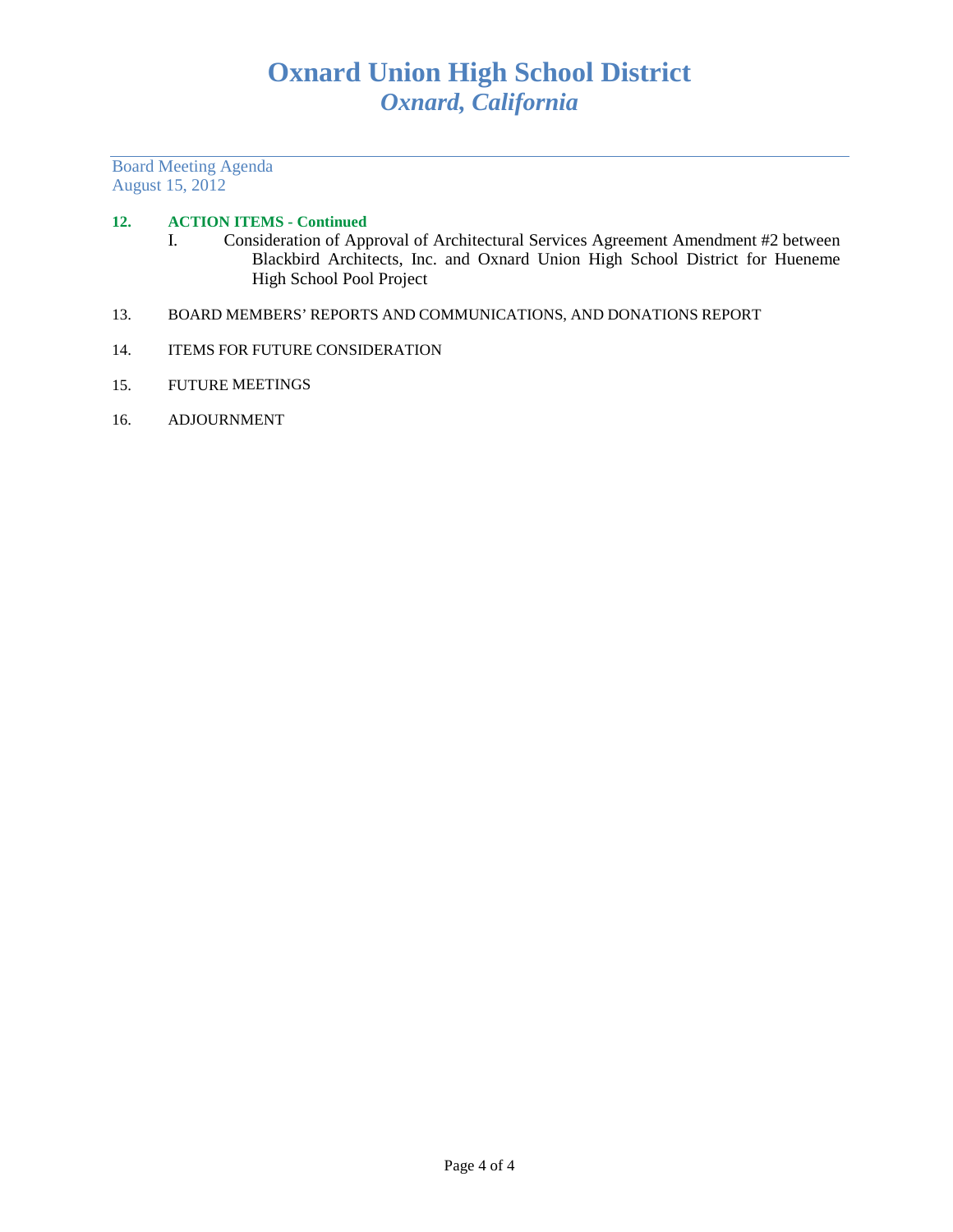# Oxnard Union High School District
## *Oxnard, California*

Board Meeting Agenda
August 15, 2012

**12. ACTION ITEMS - Continued**

I. Consideration of Approval of Architectural Services Agreement Amendment #2 between Blackbird Architects, Inc. and Oxnard Union High School District for Hueneme High School Pool Project

13. BOARD MEMBERS' REPORTS AND COMMUNICATIONS, AND DONATIONS REPORT

14. ITEMS FOR FUTURE CONSIDERATION

15. FUTURE MEETINGS

16. ADJOURNMENT